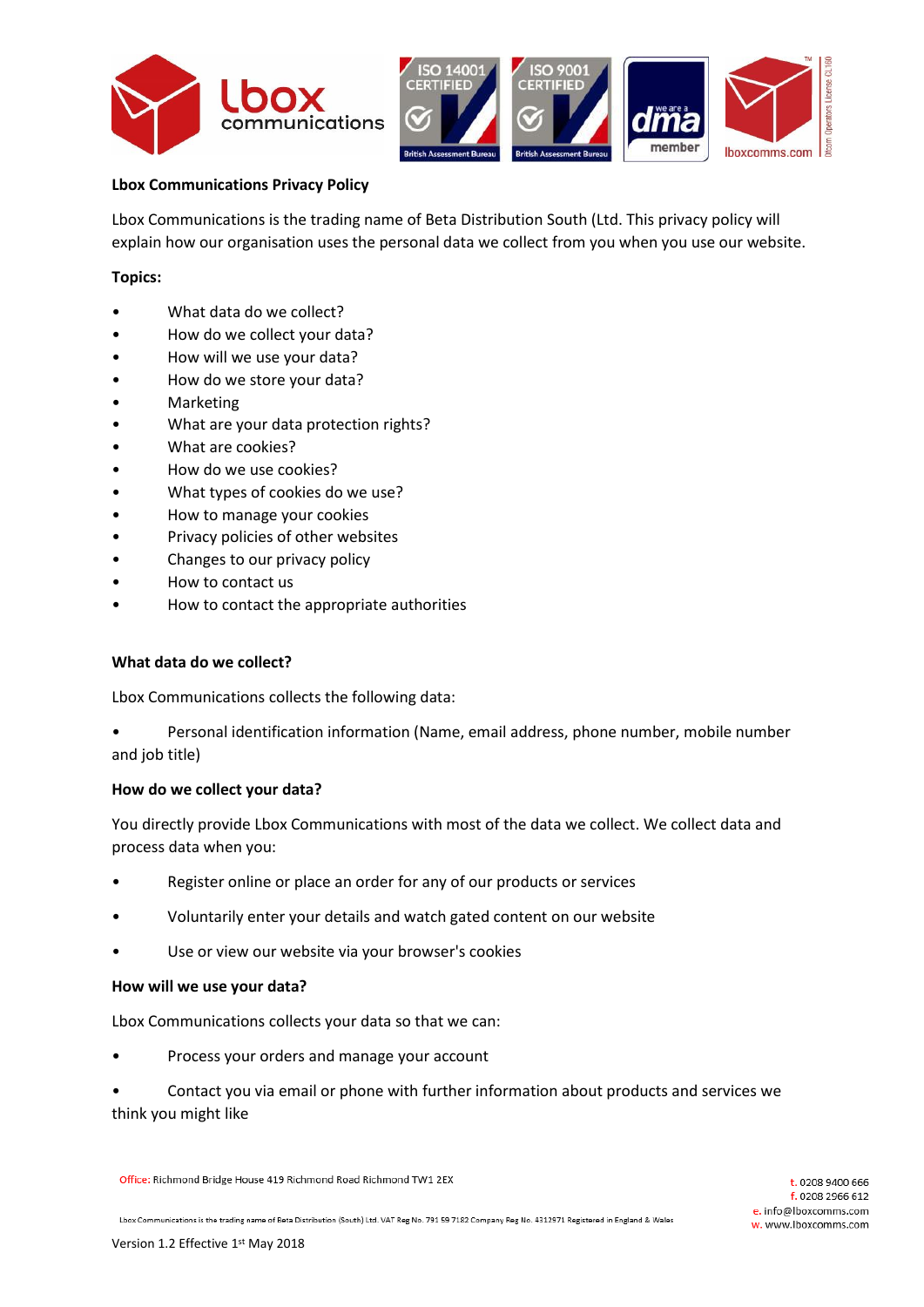**Lbox Communications Privacy Policy**

Lbox Communications is the trading name of Beta Distribution South (Ltd. This privacy policy will explain how our organisation uses the personal data we collect from you when you use our website.

**Topics:**

- What data do we collect?
- How do we collect your data?
- How will we use your data?
- How do we store your data?
- Marketing
- What are your data protection rights?
- What are cookies?
- How do we use cookies?
- What types of cookies do we use?
- How to manage your cookies
- Privacy policies of other websites
- Changes to our privacy policy
- How to contact us
- How to contact the appropriate authorities

**What data do we collect?**

Lbox Communications collects the following data:

- Personal identification information (Name, email address, phone number, mobile number and job title)

**How do we collect your data?**

You directly provide Lbox Communications with most of the data we collect. We collect data and process data when you:

- Register online or place an order for any of our products or services
- Voluntarily enter your details and watch gated content on our website
- Use or view our website via your browser's cookies

**How will we use your data?**

Lbox Communications collects your data so that we can:

- Process your orders and manage your account
- Contact you via email or phone with further information about products and services we think you might like

Office: Richmond Bridge House 419 Richmond Road Richmond TW1 2EX

Lbox Communications is the trading name of Beta Distribution (South) Ltd. VAT Reg No. 791 59 7182 Company Reg No. 4312971 Registered in England & Wales

t. 0208 9400 666
f. 0208 2966 612
e. info@lboxcomms.com
w. www.lboxcomms.com

Version 1.2 Effective 1st May 2018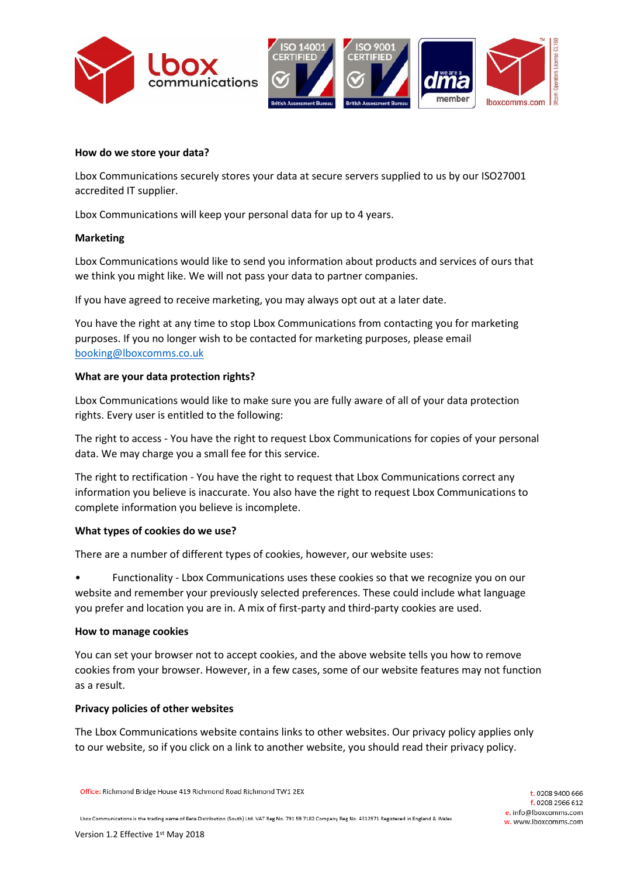**How do we store your data?**

Lbox Communications securely stores your data at secure servers supplied to us by our ISO27001 accredited IT supplier.

Lbox Communications will keep your personal data for up to 4 years.

**Marketing**

Lbox Communications would like to send you information about products and services of ours that we think you might like. We will not pass your data to partner companies.

If you have agreed to receive marketing, you may always opt out at a later date.

You have the right at any time to stop Lbox Communications from contacting you for marketing purposes. If you no longer wish to be contacted for marketing purposes, please email booking@lboxcomms.co.uk

**What are your data protection rights?**

Lbox Communications would like to make sure you are fully aware of all of your data protection rights. Every user is entitled to the following:

The right to access - You have the right to request Lbox Communications for copies of your personal data. We may charge you a small fee for this service.

The right to rectification - You have the right to request that Lbox Communications correct any information you believe is inaccurate. You also have the right to request Lbox Communications to complete information you believe is incomplete.

**What types of cookies do we use?**

There are a number of different types of cookies, however, our website uses:

- Functionality - Lbox Communications uses these cookies so that we recognize you on our website and remember your previously selected preferences. These could include what language you prefer and location you are in. A mix of first-party and third-party cookies are used.

**How to manage cookies**

You can set your browser not to accept cookies, and the above website tells you how to remove cookies from your browser. However, in a few cases, some of our website features may not function as a result.

**Privacy policies of other websites**

The Lbox Communications website contains links to other websites. Our privacy policy applies only to our website, so if you click on a link to another website, you should read their privacy policy.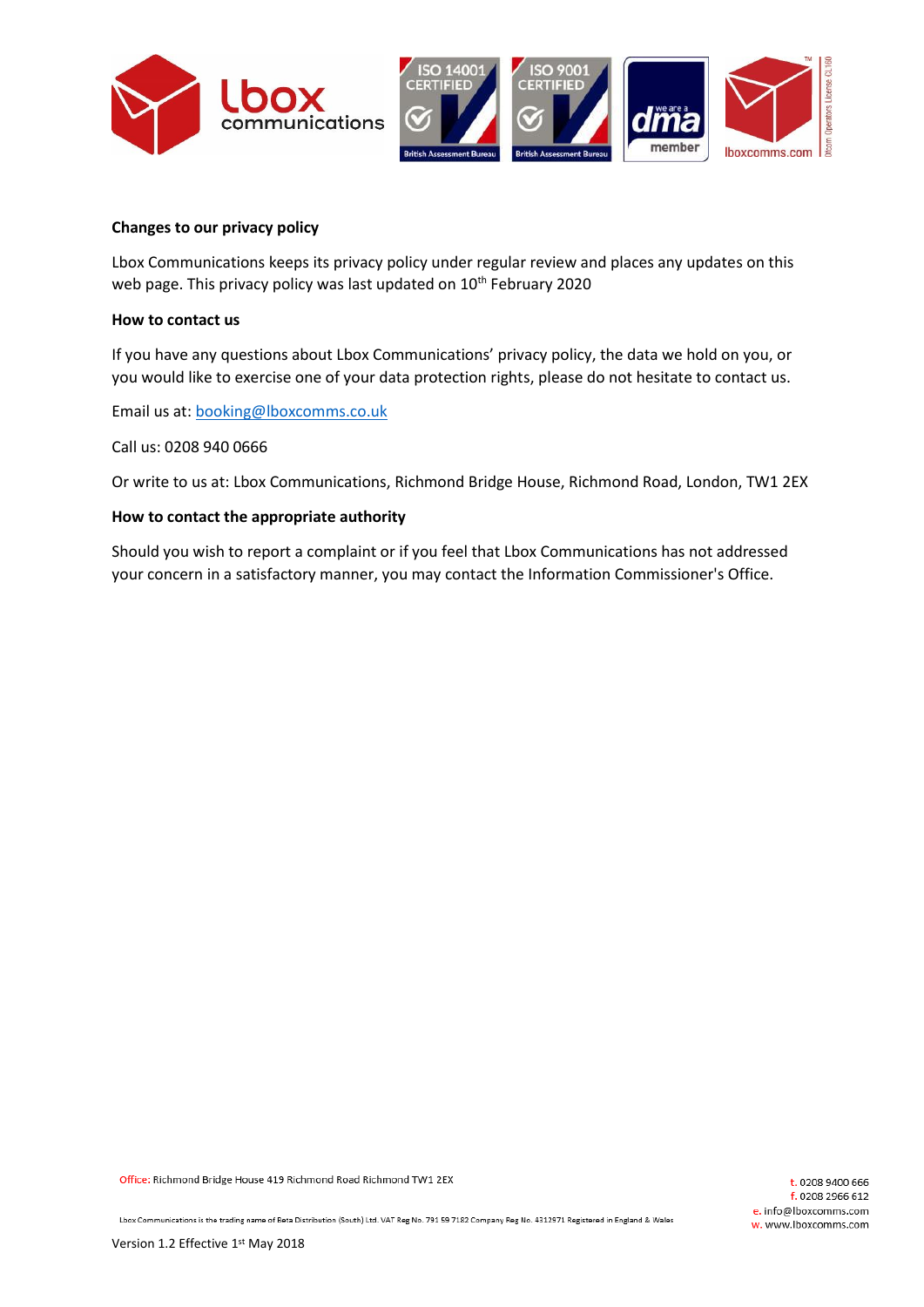**Changes to our privacy policy**

Lbox Communications keeps its privacy policy under regular review and places any updates on this web page. This privacy policy was last updated on 10th February 2020

**How to contact us**

If you have any questions about Lbox Communications' privacy policy, the data we hold on you, or you would like to exercise one of your data protection rights, please do not hesitate to contact us.

Email us at: booking@lboxcomms.co.uk

Call us: 0208 940 0666

Or write to us at: Lbox Communications, Richmond Bridge House, Richmond Road, London, TW1 2EX

**How to contact the appropriate authority**

Should you wish to report a complaint or if you feel that Lbox Communications has not addressed your concern in a satisfactory manner, you may contact the Information Commissioner's Office.